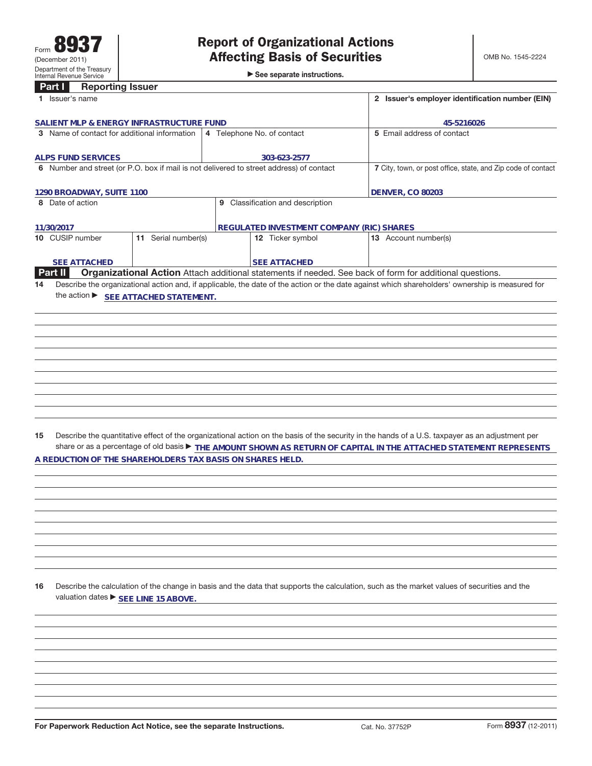Form **8937**
(December 2011)
Department of the Treasury
Internal Revenue Service

# Report of Organizational Actions Affecting Basis of Securities

▶ See separate instructions.

OMB No. 1545-2224

## Part I Reporting Issuer

| | |
|---|---|
| **1** Issuer's name<br>SALIENT MLP & ENERGY INFRASTRUCTURE FUND | **2** Issuer's employer identification number (EIN)<br>45-5216026 |

| | | |
|---|---|---|
| **3** Name of contact for additional information<br>ALPS FUND SERVICES | **4** Telephone No. of contact<br>303-623-2577 | **5** Email address of contact |

| | |
|---|---|
| **6** Number and street (or P.O. box if mail is not delivered to street address) of contact<br>1290 BROADWAY, SUITE 1100 | **7** City, town, or post office, state, and Zip code of contact<br>DENVER, CO 80203 |

| | |
|---|---|
| **8** Date of action<br>11/30/2017 | **9** Classification and description<br>REGULATED INVESTMENT COMPANY (RIC) SHARES |

| | | | |
|---|---|---|---|
| **10** CUSIP number<br>SEE ATTACHED | **11** Serial number(s) | **12** Ticker symbol<br>SEE ATTACHED | **13** Account number(s) |

## Part II Organizational Action

Attach additional statements if needed. See back of form for additional questions.

**14** Describe the organizational action and, if applicable, the date of the action or the date against which shareholders' ownership is measured for the action ▶ SEE ATTACHED STATEMENT.

**15** Describe the quantitative effect of the organizational action on the basis of the security in the hands of a U.S. taxpayer as an adjustment per share or as a percentage of old basis ▶ THE AMOUNT SHOWN AS RETURN OF CAPITAL IN THE ATTACHED STATEMENT REPRESENTS A REDUCTION OF THE SHAREHOLDERS TAX BASIS ON SHARES HELD.

**16** Describe the calculation of the change in basis and the data that supports the calculation, such as the market values of securities and the valuation dates ▶ SEE LINE 15 ABOVE.

For Paperwork Reduction Act Notice, see the separate Instructions. Cat. No. 37752P Form **8937** (12-2011)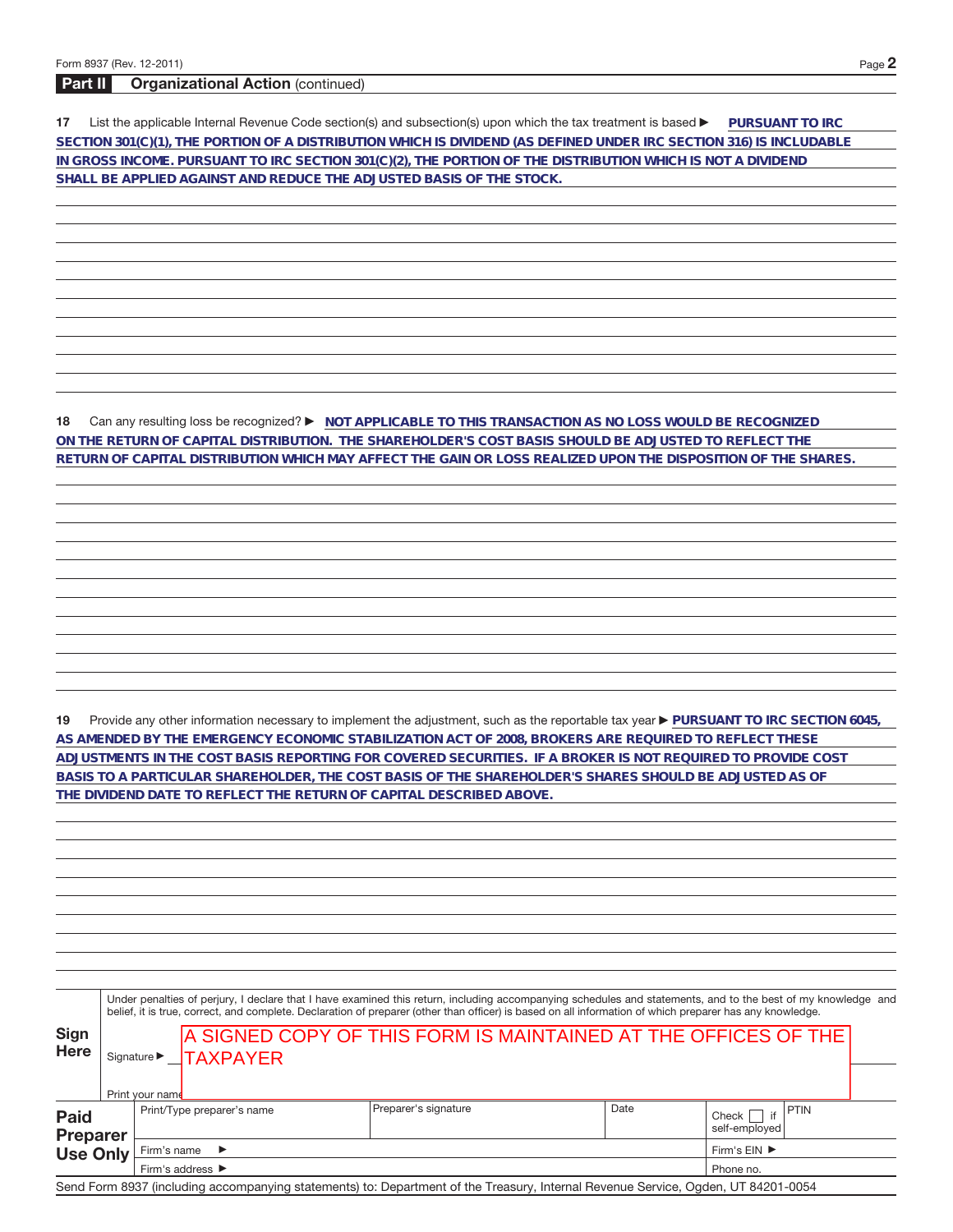## Part II Organizational Action (continued)

**17** List the applicable Internal Revenue Code section(s) and subsection(s) upon which the tax treatment is based ▶ **PURSUANT TO IRC SECTION 301(C)(1), THE PORTION OF A DISTRIBUTION WHICH IS DIVIDEND (AS DEFINED UNDER IRC SECTION 316) IS INCLUDABLE IN GROSS INCOME. PURSUANT TO IRC SECTION 301(C)(2), THE PORTION OF THE DISTRIBUTION WHICH IS NOT A DIVIDEND SHALL BE APPLIED AGAINST AND REDUCE THE ADJUSTED BASIS OF THE STOCK.**

**18** Can any resulting loss be recognized? ▶ **NOT APPLICABLE TO THIS TRANSACTION AS NO LOSS WOULD BE RECOGNIZED ON THE RETURN OF CAPITAL DISTRIBUTION. THE SHAREHOLDER'S COST BASIS SHOULD BE ADJUSTED TO REFLECT THE RETURN OF CAPITAL DISTRIBUTION WHICH MAY AFFECT THE GAIN OR LOSS REALIZED UPON THE DISPOSITION OF THE SHARES.**

**19** Provide any other information necessary to implement the adjustment, such as the reportable tax year ▶ **PURSUANT TO IRC SECTION 6045, AS AMENDED BY THE EMERGENCY ECONOMIC STABILIZATION ACT OF 2008, BROKERS ARE REQUIRED TO REFLECT THESE ADJUSTMENTS IN THE COST BASIS REPORTING FOR COVERED SECURITIES. IF A BROKER IS NOT REQUIRED TO PROVIDE COST BASIS TO A PARTICULAR SHAREHOLDER, THE COST BASIS OF THE SHAREHOLDER'S SHARES SHOULD BE ADJUSTED AS OF THE DIVIDEND DATE TO REFLECT THE RETURN OF CAPITAL DESCRIBED ABOVE.**

**Sign Here**

Under penalties of perjury, I declare that I have examined this return, including accompanying schedules and statements, and to the best of my knowledge and belief, it is true, correct, and complete. Declaration of preparer (other than officer) is based on all information of which preparer has any knowledge.

Signature ▶ A SIGNED COPY OF THIS FORM IS MAINTAINED AT THE OFFICES OF THE TAXPAYER

Print your name

| **Paid Preparer Use Only** | Print/Type preparer's name | Preparer's signature | Date | Check ☐ if self-employed | PTIN |
|---|---|---|---|---|---|
| | Firm's name ▶ | | | Firm's EIN ▶ | |
| | Firm's address ▶ | | | Phone no. | |

Send Form 8937 (including accompanying statements) to: Department of the Treasury, Internal Revenue Service, Ogden, UT 84201-0054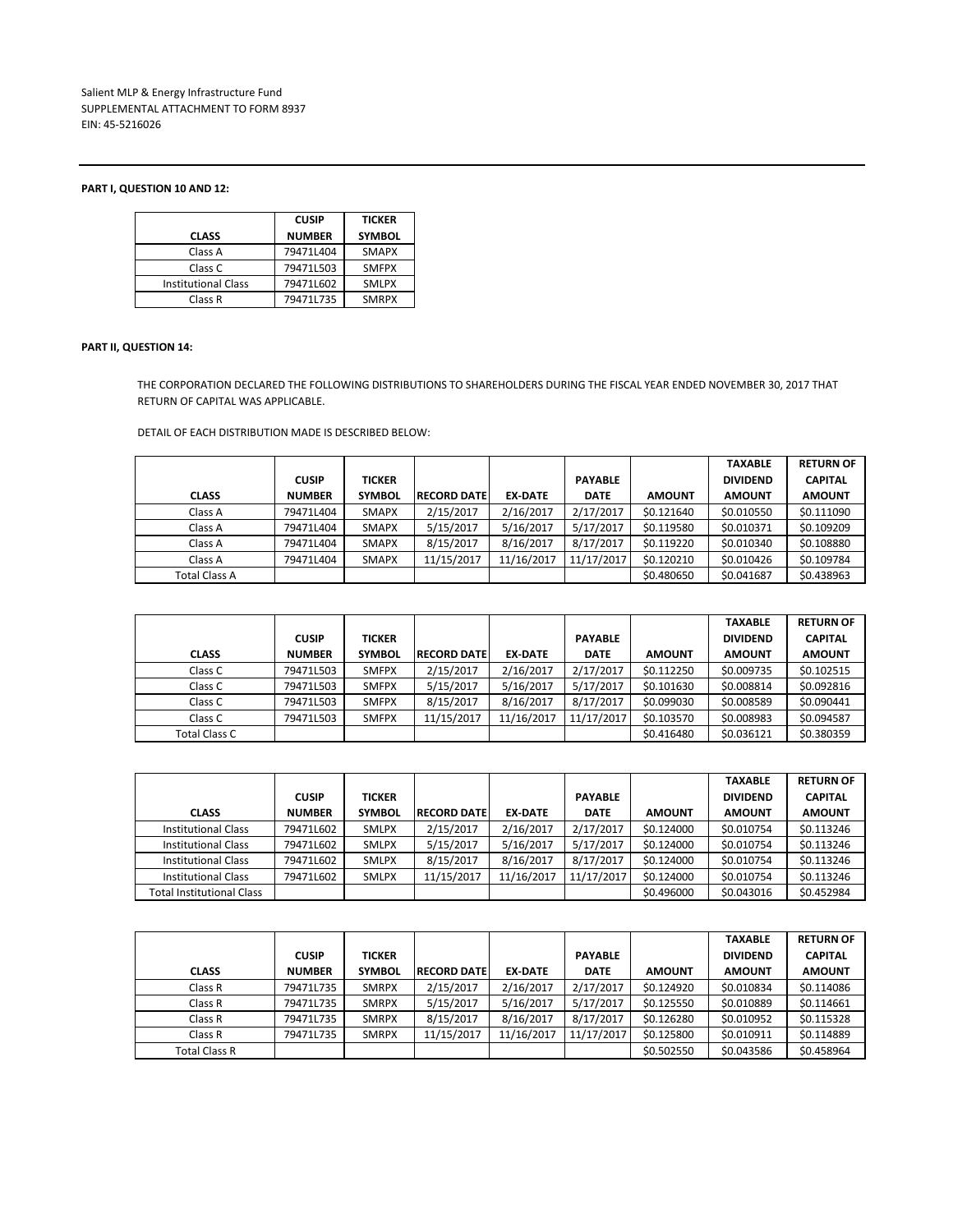Salient MLP & Energy Infrastructure Fund
SUPPLEMENTAL ATTACHMENT TO FORM 8937
EIN: 45-5216026

**PART I, QUESTION 10 AND 12:**

| CLASS | CUSIP NUMBER | TICKER SYMBOL |
|---|---|---|
| Class A | 79471L404 | SMAPX |
| Class C | 79471L503 | SMFPX |
| Institutional Class | 79471L602 | SMLPX |
| Class R | 79471L735 | SMRPX |

**PART II, QUESTION 14:**

THE CORPORATION DECLARED THE FOLLOWING DISTRIBUTIONS TO SHAREHOLDERS DURING THE FISCAL YEAR ENDED NOVEMBER 30, 2017 THAT RETURN OF CAPITAL WAS APPLICABLE.

DETAIL OF EACH DISTRIBUTION MADE IS DESCRIBED BELOW:

| CLASS | CUSIP NUMBER | TICKER SYMBOL | RECORD DATE | EX-DATE | PAYABLE DATE | AMOUNT | TAXABLE DIVIDEND AMOUNT | RETURN OF CAPITAL AMOUNT |
|---|---|---|---|---|---|---|---|---|
| Class A | 79471L404 | SMAPX | 2/15/2017 | 2/16/2017 | 2/17/2017 | $0.121640 | $0.010550 | $0.111090 |
| Class A | 79471L404 | SMAPX | 5/15/2017 | 5/16/2017 | 5/17/2017 | $0.119580 | $0.010371 | $0.109209 |
| Class A | 79471L404 | SMAPX | 8/15/2017 | 8/16/2017 | 8/17/2017 | $0.119220 | $0.010340 | $0.108880 |
| Class A | 79471L404 | SMAPX | 11/15/2017 | 11/16/2017 | 11/17/2017 | $0.120210 | $0.010426 | $0.109784 |
| Total Class A | | | | | | $0.480650 | $0.041687 | $0.438963 |

| CLASS | CUSIP NUMBER | TICKER SYMBOL | RECORD DATE | EX-DATE | PAYABLE DATE | AMOUNT | TAXABLE DIVIDEND AMOUNT | RETURN OF CAPITAL AMOUNT |
|---|---|---|---|---|---|---|---|---|
| Class C | 79471L503 | SMFPX | 2/15/2017 | 2/16/2017 | 2/17/2017 | $0.112250 | $0.009735 | $0.102515 |
| Class C | 79471L503 | SMFPX | 5/15/2017 | 5/16/2017 | 5/17/2017 | $0.101630 | $0.008814 | $0.092816 |
| Class C | 79471L503 | SMFPX | 8/15/2017 | 8/16/2017 | 8/17/2017 | $0.099030 | $0.008589 | $0.090441 |
| Class C | 79471L503 | SMFPX | 11/15/2017 | 11/16/2017 | 11/17/2017 | $0.103570 | $0.008983 | $0.094587 |
| Total Class C | | | | | | $0.416480 | $0.036121 | $0.380359 |

| CLASS | CUSIP NUMBER | TICKER SYMBOL | RECORD DATE | EX-DATE | PAYABLE DATE | AMOUNT | TAXABLE DIVIDEND AMOUNT | RETURN OF CAPITAL AMOUNT |
|---|---|---|---|---|---|---|---|---|
| Institutional Class | 79471L602 | SMLPX | 2/15/2017 | 2/16/2017 | 2/17/2017 | $0.124000 | $0.010754 | $0.113246 |
| Institutional Class | 79471L602 | SMLPX | 5/15/2017 | 5/16/2017 | 5/17/2017 | $0.124000 | $0.010754 | $0.113246 |
| Institutional Class | 79471L602 | SMLPX | 8/15/2017 | 8/16/2017 | 8/17/2017 | $0.124000 | $0.010754 | $0.113246 |
| Institutional Class | 79471L602 | SMLPX | 11/15/2017 | 11/16/2017 | 11/17/2017 | $0.124000 | $0.010754 | $0.113246 |
| Total Institutional Class | | | | | | $0.496000 | $0.043016 | $0.452984 |

| CLASS | CUSIP NUMBER | TICKER SYMBOL | RECORD DATE | EX-DATE | PAYABLE DATE | AMOUNT | TAXABLE DIVIDEND AMOUNT | RETURN OF CAPITAL AMOUNT |
|---|---|---|---|---|---|---|---|---|
| Class R | 79471L735 | SMRPX | 2/15/2017 | 2/16/2017 | 2/17/2017 | $0.124920 | $0.010834 | $0.114086 |
| Class R | 79471L735 | SMRPX | 5/15/2017 | 5/16/2017 | 5/17/2017 | $0.125550 | $0.010889 | $0.114661 |
| Class R | 79471L735 | SMRPX | 8/15/2017 | 8/16/2017 | 8/17/2017 | $0.126280 | $0.010952 | $0.115328 |
| Class R | 79471L735 | SMRPX | 11/15/2017 | 11/16/2017 | 11/17/2017 | $0.125800 | $0.010911 | $0.114889 |
| Total Class R | | | | | | $0.502550 | $0.043586 | $0.458964 |